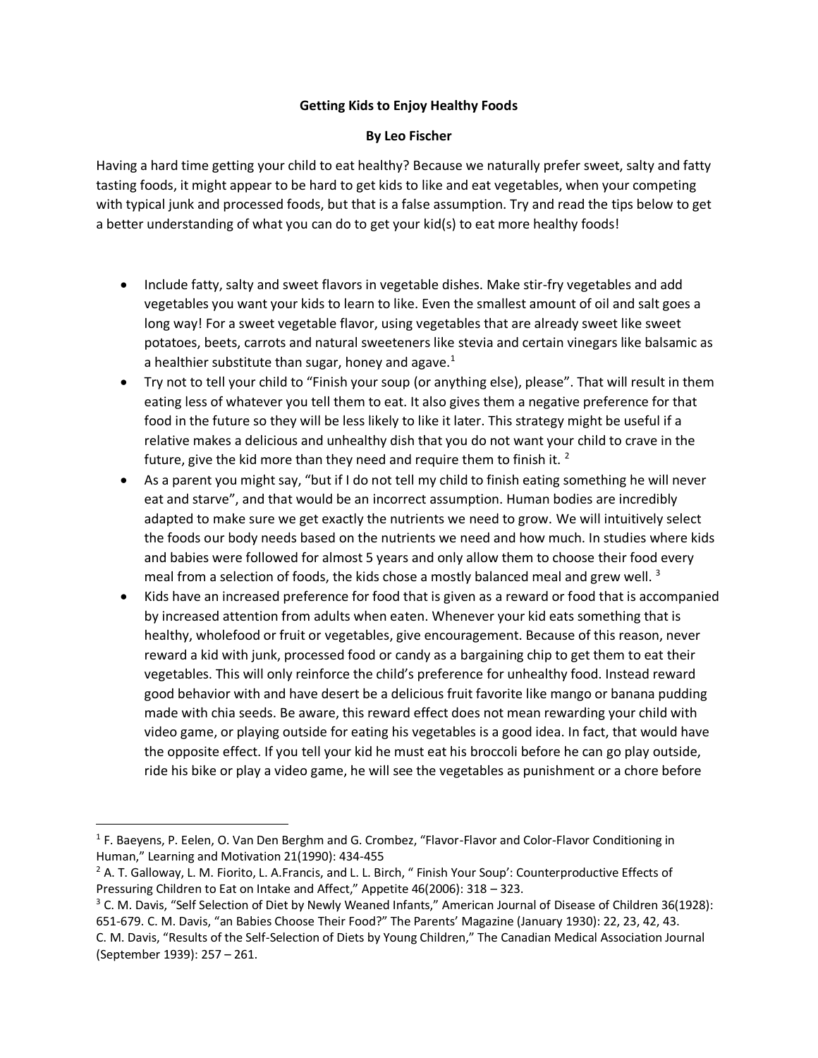**Getting Kids to Enjoy Healthy Foods**

**By Leo Fischer**

Having a hard time getting your child to eat healthy? Because we naturally prefer sweet, salty and fatty tasting foods, it might appear to be hard to get kids to like and eat vegetables, when your competing with typical junk and processed foods, but that is a false assumption. Try and read the tips below to get a better understanding of what you can do to get your kid(s) to eat more healthy foods!

- Include fatty, salty and sweet flavors in vegetable dishes. Make stir-fry vegetables and add vegetables you want your kids to learn to like. Even the smallest amount of oil and salt goes a long way! For a sweet vegetable flavor, using vegetables that are already sweet like sweet potatoes, beets, carrots and natural sweeteners like stevia and certain vinegars like balsamic as a healthier substitute than sugar, honey and agave.[1]
- Try not to tell your child to "Finish your soup (or anything else), please". That will result in them eating less of whatever you tell them to eat. It also gives them a negative preference for that food in the future so they will be less likely to like it later. This strategy might be useful if a relative makes a delicious and unhealthy dish that you do not want your child to crave in the future, give the kid more than they need and require them to finish it. [2]
- As a parent you might say, "but if I do not tell my child to finish eating something he will never eat and starve", and that would be an incorrect assumption. Human bodies are incredibly adapted to make sure we get exactly the nutrients we need to grow. We will intuitively select the foods our body needs based on the nutrients we need and how much. In studies where kids and babies were followed for almost 5 years and only allow them to choose their food every meal from a selection of foods, the kids chose a mostly balanced meal and grew well. [3]
- Kids have an increased preference for food that is given as a reward or food that is accompanied by increased attention from adults when eaten. Whenever your kid eats something that is healthy, wholefood or fruit or vegetables, give encouragement. Because of this reason, never reward a kid with junk, processed food or candy as a bargaining chip to get them to eat their vegetables. This will only reinforce the child's preference for unhealthy food. Instead reward good behavior with and have desert be a delicious fruit favorite like mango or banana pudding made with chia seeds. Be aware, this reward effect does not mean rewarding your child with video game, or playing outside for eating his vegetables is a good idea. In fact, that would have the opposite effect. If you tell your kid he must eat his broccoli before he can go play outside, ride his bike or play a video game, he will see the vegetables as punishment or a chore before

---

[1] F. Baeyens, P. Eelen, O. Van Den Berghm and G. Crombez, "Flavor-Flavor and Color-Flavor Conditioning in Human," Learning and Motivation 21(1990): 434-455

[2] A. T. Galloway, L. M. Fiorito, L. A.Francis, and L. L. Birch, " Finish Your Soup': Counterproductive Effects of Pressuring Children to Eat on Intake and Affect," Appetite 46(2006): 318 – 323.

[3] C. M. Davis, "Self Selection of Diet by Newly Weaned Infants," American Journal of Disease of Children 36(1928): 651-679. C. M. Davis, "an Babies Choose Their Food?" The Parents' Magazine (January 1930): 22, 23, 42, 43. C. M. Davis, "Results of the Self-Selection of Diets by Young Children," The Canadian Medical Association Journal (September 1939): 257 – 261.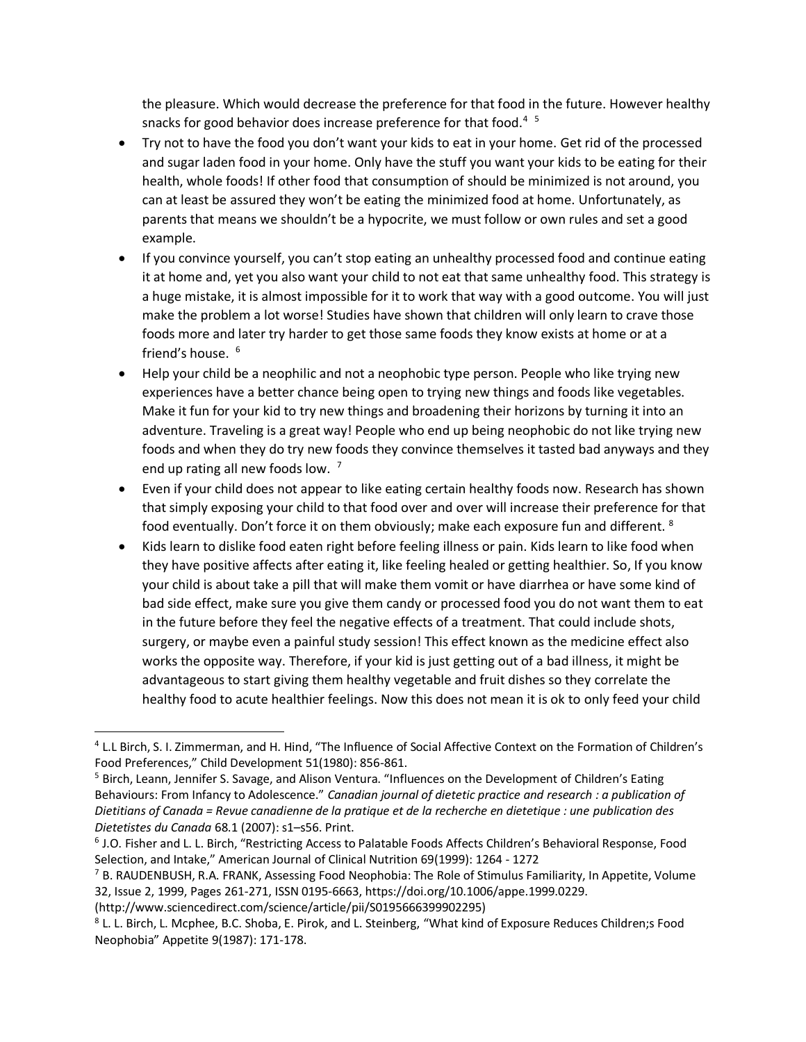the pleasure. Which would decrease the preference for that food in the future. However healthy snacks for good behavior does increase preference for that food.[4] [5]

- Try not to have the food you don't want your kids to eat in your home. Get rid of the processed and sugar laden food in your home. Only have the stuff you want your kids to be eating for their health, whole foods! If other food that consumption of should be minimized is not around, you can at least be assured they won't be eating the minimized food at home. Unfortunately, as parents that means we shouldn't be a hypocrite, we must follow or own rules and set a good example.
- If you convince yourself, you can't stop eating an unhealthy processed food and continue eating it at home and, yet you also want your child to not eat that same unhealthy food. This strategy is a huge mistake, it is almost impossible for it to work that way with a good outcome. You will just make the problem a lot worse! Studies have shown that children will only learn to crave those foods more and later try harder to get those same foods they know exists at home or at a friend's house. [6]
- Help your child be a neophilic and not a neophobic type person. People who like trying new experiences have a better chance being open to trying new things and foods like vegetables. Make it fun for your kid to try new things and broadening their horizons by turning it into an adventure. Traveling is a great way! People who end up being neophobic do not like trying new foods and when they do try new foods they convince themselves it tasted bad anyways and they end up rating all new foods low. [7]
- Even if your child does not appear to like eating certain healthy foods now. Research has shown that simply exposing your child to that food over and over will increase their preference for that food eventually. Don't force it on them obviously; make each exposure fun and different. [8]
- Kids learn to dislike food eaten right before feeling illness or pain. Kids learn to like food when they have positive affects after eating it, like feeling healed or getting healthier. So, If you know your child is about take a pill that will make them vomit or have diarrhea or have some kind of bad side effect, make sure you give them candy or processed food you do not want them to eat in the future before they feel the negative effects of a treatment. That could include shots, surgery, or maybe even a painful study session! This effect known as the medicine effect also works the opposite way. Therefore, if your kid is just getting out of a bad illness, it might be advantageous to start giving them healthy vegetable and fruit dishes so they correlate the healthy food to acute healthier feelings. Now this does not mean it is ok to only feed your child

---

[4] L.L Birch, S. I. Zimmerman, and H. Hind, "The Influence of Social Affective Context on the Formation of Children's Food Preferences," Child Development 51(1980): 856-861.

[5] Birch, Leann, Jennifer S. Savage, and Alison Ventura. "Influences on the Development of Children's Eating Behaviours: From Infancy to Adolescence." *Canadian journal of dietetic practice and research : a publication of Dietitians of Canada = Revue canadienne de la pratique et de la recherche en dietetique : une publication des Dietetistes du Canada* 68.1 (2007): s1–s56. Print.

[6] J.O. Fisher and L. L. Birch, "Restricting Access to Palatable Foods Affects Children's Behavioral Response, Food Selection, and Intake," American Journal of Clinical Nutrition 69(1999): 1264 - 1272

[7] B. RAUDENBUSH, R.A. FRANK, Assessing Food Neophobia: The Role of Stimulus Familiarity, In Appetite, Volume 32, Issue 2, 1999, Pages 261-271, ISSN 0195-6663, https://doi.org/10.1006/appe.1999.0229. (http://www.sciencedirect.com/science/article/pii/S0195666399902295)

[8] L. L. Birch, L. Mcphee, B.C. Shoba, E. Pirok, and L. Steinberg, "What kind of Exposure Reduces Children;s Food Neophobia" Appetite 9(1987): 171-178.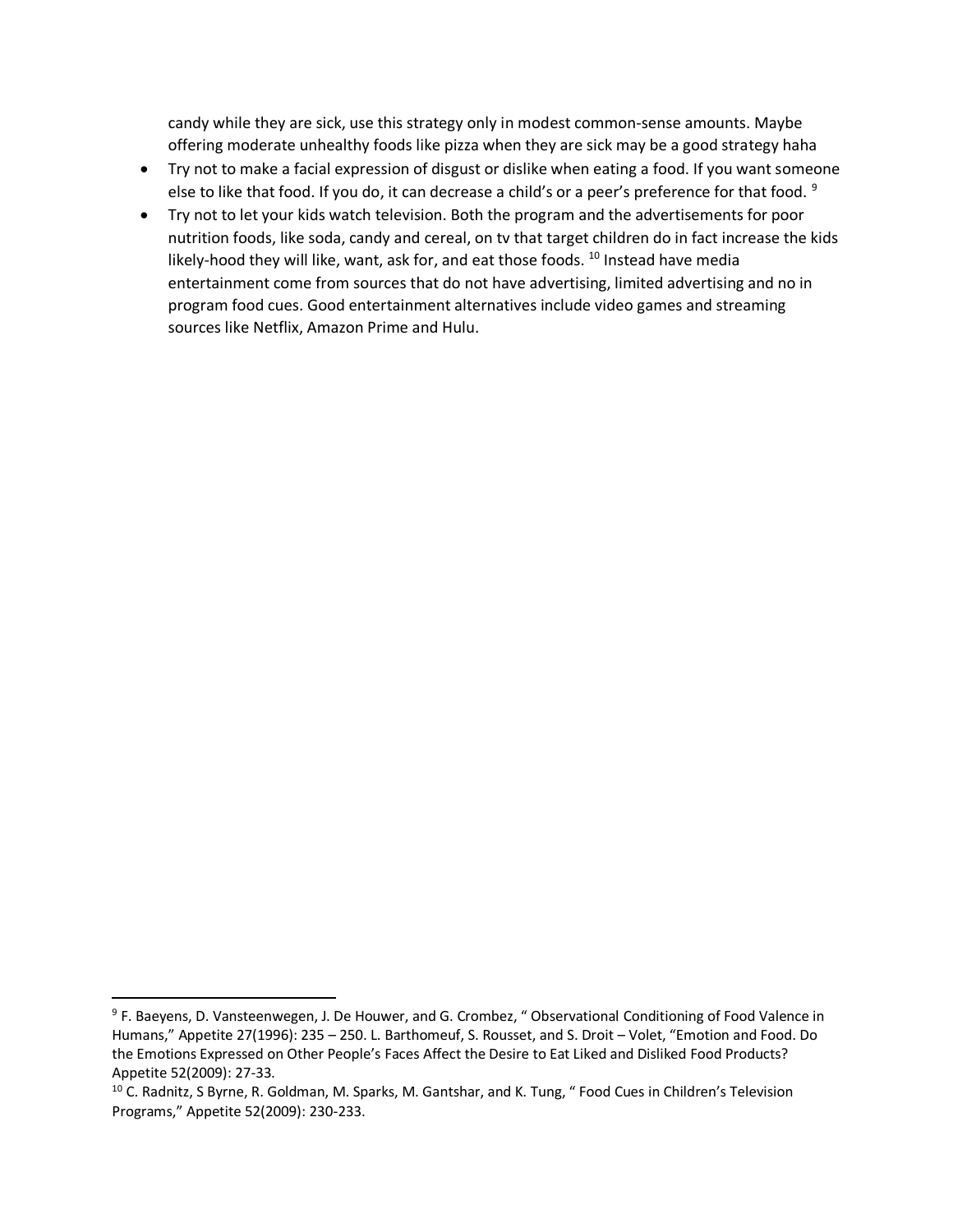candy while they are sick, use this strategy only in modest common-sense amounts. Maybe offering moderate unhealthy foods like pizza when they are sick may be a good strategy haha

- Try not to make a facial expression of disgust or dislike when eating a food. If you want someone else to like that food. If you do, it can decrease a child's or a peer's preference for that food. [9]
- Try not to let your kids watch television. Both the program and the advertisements for poor nutrition foods, like soda, candy and cereal, on tv that target children do in fact increase the kids likely-hood they will like, want, ask for, and eat those foods. [10] Instead have media entertainment come from sources that do not have advertising, limited advertising and no in program food cues. Good entertainment alternatives include video games and streaming sources like Netflix, Amazon Prime and Hulu.

---

[9] F. Baeyens, D. Vansteenwegen, J. De Houwer, and G. Crombez, " Observational Conditioning of Food Valence in Humans," Appetite 27(1996): 235 – 250. L. Barthomeuf, S. Rousset, and S. Droit – Volet, "Emotion and Food. Do the Emotions Expressed on Other People's Faces Affect the Desire to Eat Liked and Disliked Food Products? Appetite 52(2009): 27-33.

[10] C. Radnitz, S Byrne, R. Goldman, M. Sparks, M. Gantshar, and K. Tung, " Food Cues in Children's Television Programs," Appetite 52(2009): 230-233.